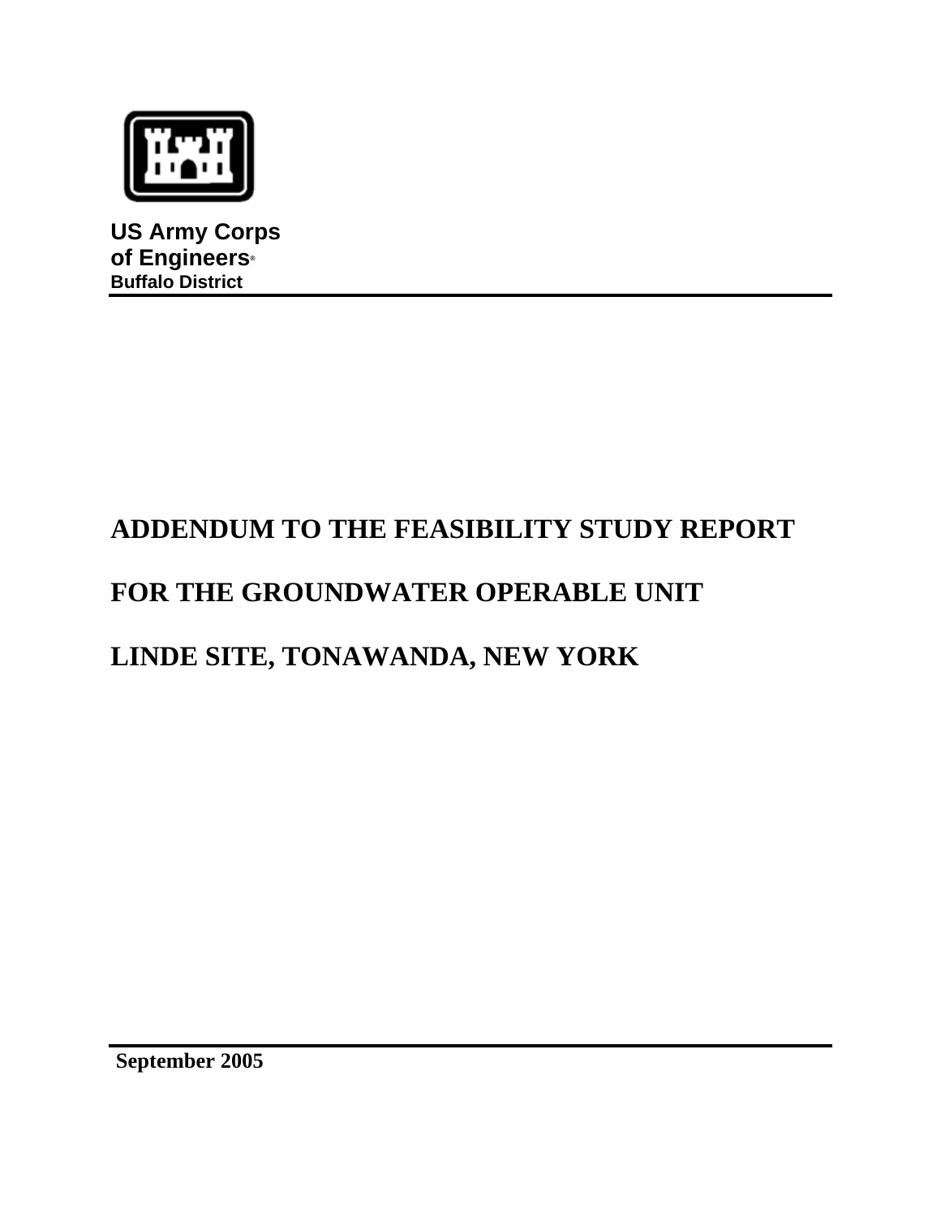**US Army Corps of Engineers®**
**Buffalo District**

# ADDENDUM TO THE FEASIBILITY STUDY REPORT

# FOR THE GROUNDWATER OPERABLE UNIT

# LINDE SITE, TONAWANDA, NEW YORK

**September 2005**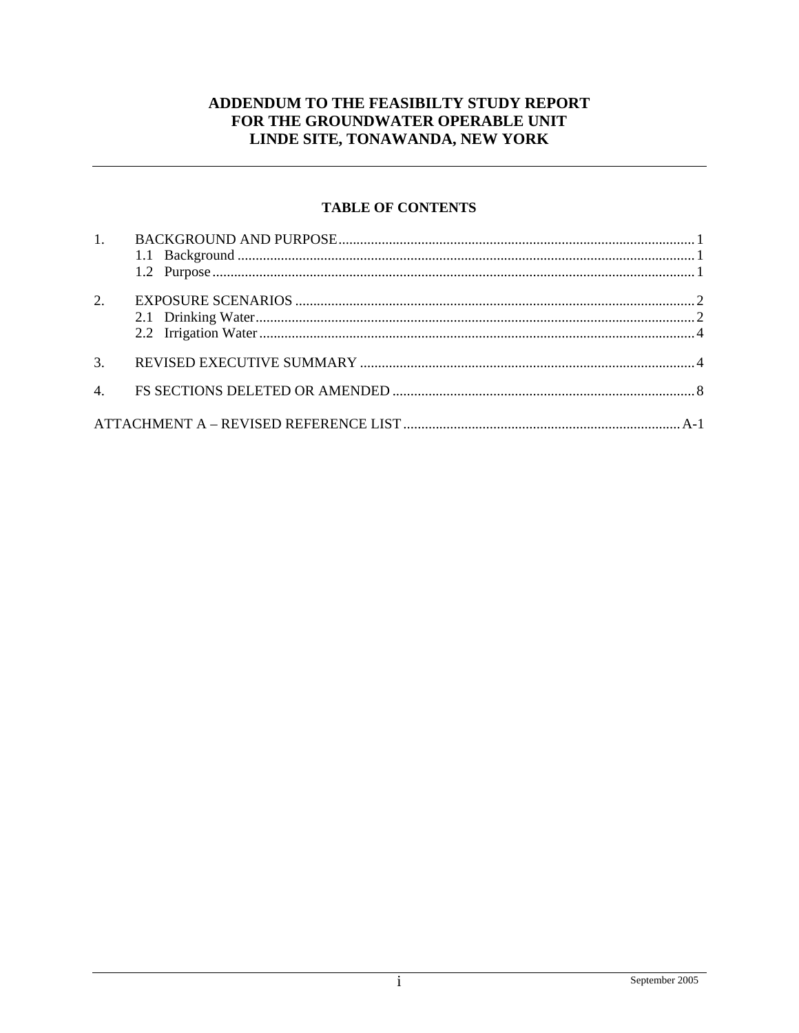# ADDENDUM TO THE FEASIBILTY STUDY REPORT FOR THE GROUNDWATER OPERABLE UNIT LINDE SITE, TONAWANDA, NEW YORK

## TABLE OF CONTENTS

1. BACKGROUND AND PURPOSE .......... 1
   - 1.1 Background .......... 1
   - 1.2 Purpose .......... 1
2. EXPOSURE SCENARIOS .......... 2
   - 2.1 Drinking Water .......... 2
   - 2.2 Irrigation Water .......... 4
3. REVISED EXECUTIVE SUMMARY .......... 4
4. FS SECTIONS DELETED OR AMENDED .......... 8

ATTACHMENT A – REVISED REFERENCE LIST .......... A-1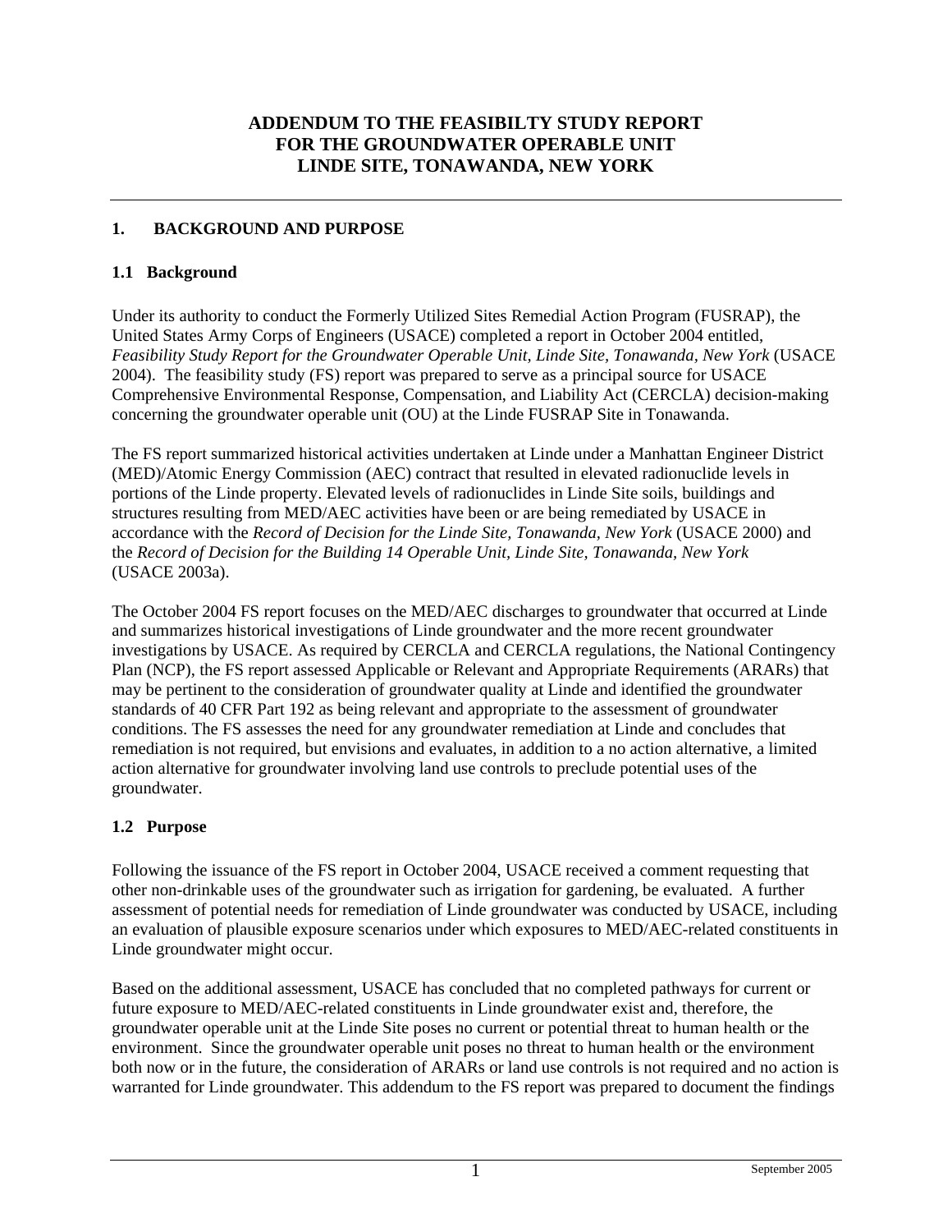# ADDENDUM TO THE FEASIBILTY STUDY REPORT FOR THE GROUNDWATER OPERABLE UNIT LINDE SITE, TONAWANDA, NEW YORK

## 1. BACKGROUND AND PURPOSE

### 1.1 Background

Under its authority to conduct the Formerly Utilized Sites Remedial Action Program (FUSRAP), the United States Army Corps of Engineers (USACE) completed a report in October 2004 entitled, *Feasibility Study Report for the Groundwater Operable Unit, Linde Site, Tonawanda, New York* (USACE 2004). The feasibility study (FS) report was prepared to serve as a principal source for USACE Comprehensive Environmental Response, Compensation, and Liability Act (CERCLA) decision-making concerning the groundwater operable unit (OU) at the Linde FUSRAP Site in Tonawanda.

The FS report summarized historical activities undertaken at Linde under a Manhattan Engineer District (MED)/Atomic Energy Commission (AEC) contract that resulted in elevated radionuclide levels in portions of the Linde property. Elevated levels of radionuclides in Linde Site soils, buildings and structures resulting from MED/AEC activities have been or are being remediated by USACE in accordance with the *Record of Decision for the Linde Site, Tonawanda, New York* (USACE 2000) and the *Record of Decision for the Building 14 Operable Unit, Linde Site, Tonawanda, New York* (USACE 2003a).

The October 2004 FS report focuses on the MED/AEC discharges to groundwater that occurred at Linde and summarizes historical investigations of Linde groundwater and the more recent groundwater investigations by USACE. As required by CERCLA and CERCLA regulations, the National Contingency Plan (NCP), the FS report assessed Applicable or Relevant and Appropriate Requirements (ARARs) that may be pertinent to the consideration of groundwater quality at Linde and identified the groundwater standards of 40 CFR Part 192 as being relevant and appropriate to the assessment of groundwater conditions. The FS assesses the need for any groundwater remediation at Linde and concludes that remediation is not required, but envisions and evaluates, in addition to a no action alternative, a limited action alternative for groundwater involving land use controls to preclude potential uses of the groundwater.

### 1.2 Purpose

Following the issuance of the FS report in October 2004, USACE received a comment requesting that other non-drinkable uses of the groundwater such as irrigation for gardening, be evaluated. A further assessment of potential needs for remediation of Linde groundwater was conducted by USACE, including an evaluation of plausible exposure scenarios under which exposures to MED/AEC-related constituents in Linde groundwater might occur.

Based on the additional assessment, USACE has concluded that no completed pathways for current or future exposure to MED/AEC-related constituents in Linde groundwater exist and, therefore, the groundwater operable unit at the Linde Site poses no current or potential threat to human health or the environment. Since the groundwater operable unit poses no threat to human health or the environment both now or in the future, the consideration of ARARs or land use controls is not required and no action is warranted for Linde groundwater. This addendum to the FS report was prepared to document the findings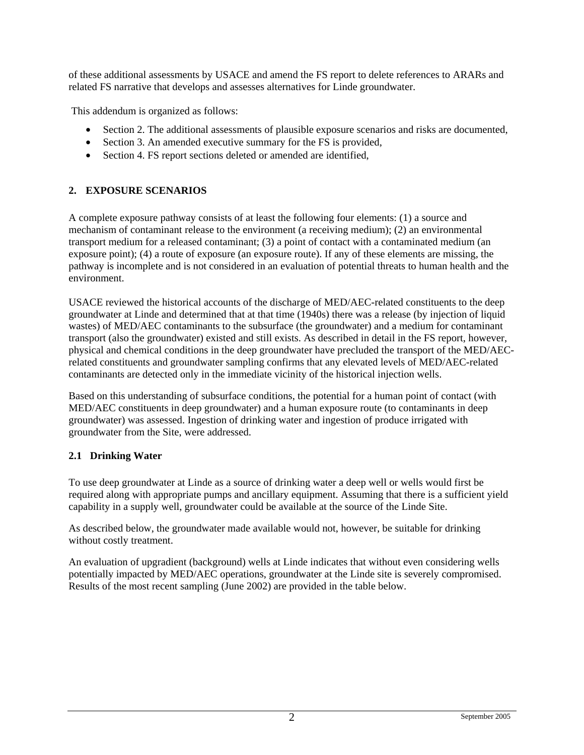of these additional assessments by USACE and amend the FS report to delete references to ARARs and related FS narrative that develops and assesses alternatives for Linde groundwater.

This addendum is organized as follows:

- Section 2. The additional assessments of plausible exposure scenarios and risks are documented,
- Section 3. An amended executive summary for the FS is provided,
- Section 4. FS report sections deleted or amended are identified,

## 2. EXPOSURE SCENARIOS

A complete exposure pathway consists of at least the following four elements: (1) a source and mechanism of contaminant release to the environment (a receiving medium); (2) an environmental transport medium for a released contaminant; (3) a point of contact with a contaminated medium (an exposure point); (4) a route of exposure (an exposure route). If any of these elements are missing, the pathway is incomplete and is not considered in an evaluation of potential threats to human health and the environment.

USACE reviewed the historical accounts of the discharge of MED/AEC-related constituents to the deep groundwater at Linde and determined that at that time (1940s) there was a release (by injection of liquid wastes) of MED/AEC contaminants to the subsurface (the groundwater) and a medium for contaminant transport (also the groundwater) existed and still exists. As described in detail in the FS report, however, physical and chemical conditions in the deep groundwater have precluded the transport of the MED/AEC-related constituents and groundwater sampling confirms that any elevated levels of MED/AEC-related contaminants are detected only in the immediate vicinity of the historical injection wells.

Based on this understanding of subsurface conditions, the potential for a human point of contact (with MED/AEC constituents in deep groundwater) and a human exposure route (to contaminants in deep groundwater) was assessed. Ingestion of drinking water and ingestion of produce irrigated with groundwater from the Site, were addressed.

### 2.1 Drinking Water

To use deep groundwater at Linde as a source of drinking water a deep well or wells would first be required along with appropriate pumps and ancillary equipment. Assuming that there is a sufficient yield capability in a supply well, groundwater could be available at the source of the Linde Site.

As described below, the groundwater made available would not, however, be suitable for drinking without costly treatment.

An evaluation of upgradient (background) wells at Linde indicates that without even considering wells potentially impacted by MED/AEC operations, groundwater at the Linde site is severely compromised. Results of the most recent sampling (June 2002) are provided in the table below.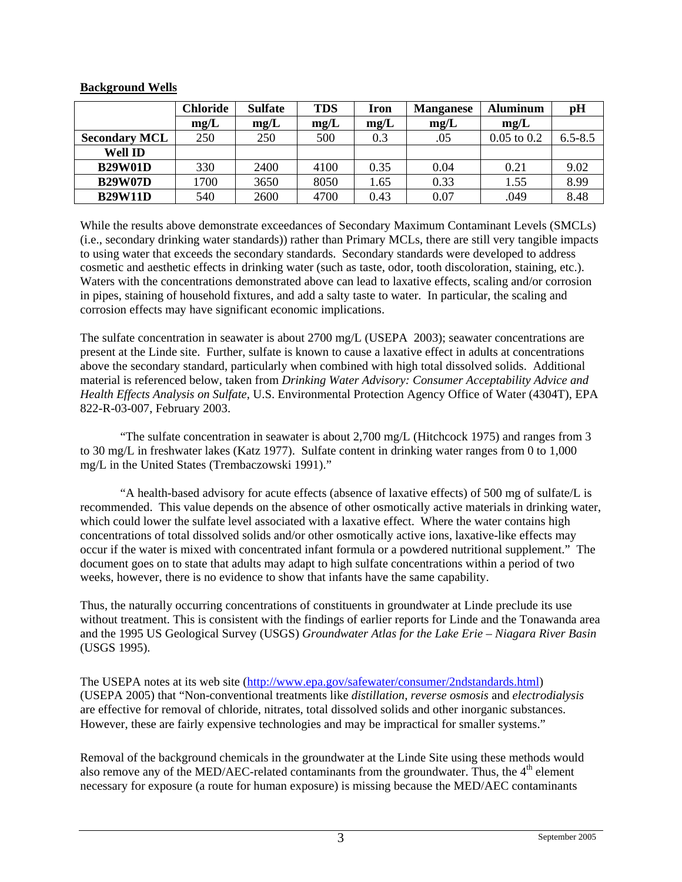**Background Wells**

| | Chloride mg/L | Sulfate mg/L | TDS mg/L | Iron mg/L | Manganese mg/L | Aluminum mg/L | pH |
|---|---|---|---|---|---|---|---|
| **Secondary MCL** | 250 | 250 | 500 | 0.3 | .05 | 0.05 to 0.2 | 6.5-8.5 |
| **Well ID** | | | | | | | |
| **B29W01D** | 330 | 2400 | 4100 | 0.35 | 0.04 | 0.21 | 9.02 |
| **B29W07D** | 1700 | 3650 | 8050 | 1.65 | 0.33 | 1.55 | 8.99 |
| **B29W11D** | 540 | 2600 | 4700 | 0.43 | 0.07 | .049 | 8.48 |

While the results above demonstrate exceedances of Secondary Maximum Contaminant Levels (SMCLs) (i.e., secondary drinking water standards)) rather than Primary MCLs, there are still very tangible impacts to using water that exceeds the secondary standards. Secondary standards were developed to address cosmetic and aesthetic effects in drinking water (such as taste, odor, tooth discoloration, staining, etc.). Waters with the concentrations demonstrated above can lead to laxative effects, scaling and/or corrosion in pipes, staining of household fixtures, and add a salty taste to water. In particular, the scaling and corrosion effects may have significant economic implications.

The sulfate concentration in seawater is about 2700 mg/L (USEPA 2003); seawater concentrations are present at the Linde site. Further, sulfate is known to cause a laxative effect in adults at concentrations above the secondary standard, particularly when combined with high total dissolved solids. Additional material is referenced below, taken from *Drinking Water Advisory: Consumer Acceptability Advice and Health Effects Analysis on Sulfate*, U.S. Environmental Protection Agency Office of Water (4304T), EPA 822-R-03-007, February 2003.

"The sulfate concentration in seawater is about 2,700 mg/L (Hitchcock 1975) and ranges from 3 to 30 mg/L in freshwater lakes (Katz 1977). Sulfate content in drinking water ranges from 0 to 1,000 mg/L in the United States (Trembaczowski 1991)."

"A health-based advisory for acute effects (absence of laxative effects) of 500 mg of sulfate/L is recommended. This value depends on the absence of other osmotically active materials in drinking water, which could lower the sulfate level associated with a laxative effect. Where the water contains high concentrations of total dissolved solids and/or other osmotically active ions, laxative-like effects may occur if the water is mixed with concentrated infant formula or a powdered nutritional supplement." The document goes on to state that adults may adapt to high sulfate concentrations within a period of two weeks, however, there is no evidence to show that infants have the same capability.

Thus, the naturally occurring concentrations of constituents in groundwater at Linde preclude its use without treatment. This is consistent with the findings of earlier reports for Linde and the Tonawanda area and the 1995 US Geological Survey (USGS) *Groundwater Atlas for the Lake Erie – Niagara River Basin* (USGS 1995).

The USEPA notes at its web site (http://www.epa.gov/safewater/consumer/2ndstandards.html) (USEPA 2005) that "Non-conventional treatments like *distillation*, *reverse osmosis* and *electrodialysis* are effective for removal of chloride, nitrates, total dissolved solids and other inorganic substances. However, these are fairly expensive technologies and may be impractical for smaller systems."

Removal of the background chemicals in the groundwater at the Linde Site using these methods would also remove any of the MED/AEC-related contaminants from the groundwater. Thus, the 4th element necessary for exposure (a route for human exposure) is missing because the MED/AEC contaminants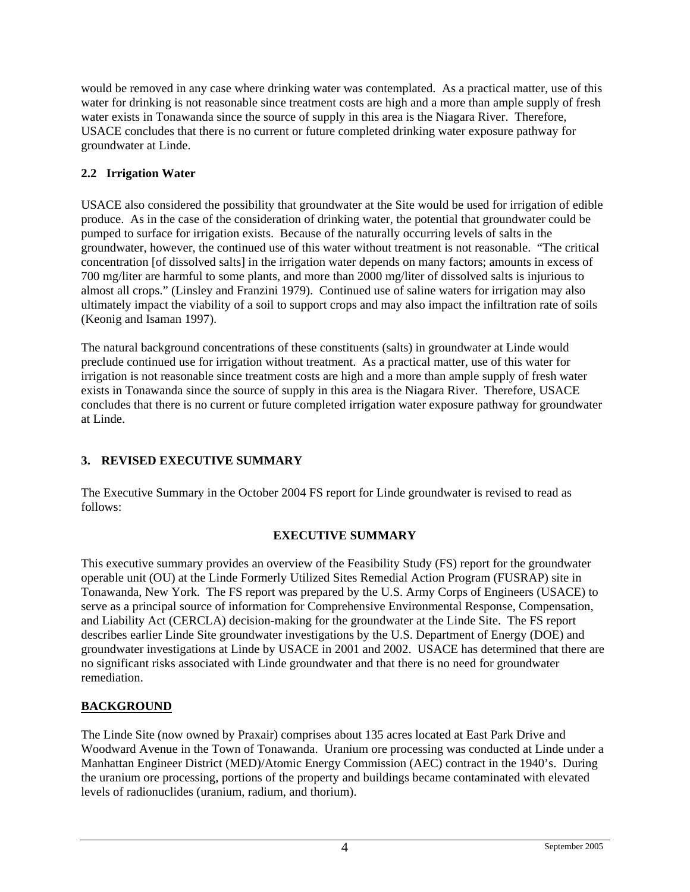would be removed in any case where drinking water was contemplated. As a practical matter, use of this water for drinking is not reasonable since treatment costs are high and a more than ample supply of fresh water exists in Tonawanda since the source of supply in this area is the Niagara River. Therefore, USACE concludes that there is no current or future completed drinking water exposure pathway for groundwater at Linde.

### 2.2 Irrigation Water

USACE also considered the possibility that groundwater at the Site would be used for irrigation of edible produce. As in the case of the consideration of drinking water, the potential that groundwater could be pumped to surface for irrigation exists. Because of the naturally occurring levels of salts in the groundwater, however, the continued use of this water without treatment is not reasonable. "The critical concentration [of dissolved salts] in the irrigation water depends on many factors; amounts in excess of 700 mg/liter are harmful to some plants, and more than 2000 mg/liter of dissolved salts is injurious to almost all crops." (Linsley and Franzini 1979). Continued use of saline waters for irrigation may also ultimately impact the viability of a soil to support crops and may also impact the infiltration rate of soils (Keonig and Isaman 1997).

The natural background concentrations of these constituents (salts) in groundwater at Linde would preclude continued use for irrigation without treatment. As a practical matter, use of this water for irrigation is not reasonable since treatment costs are high and a more than ample supply of fresh water exists in Tonawanda since the source of supply in this area is the Niagara River. Therefore, USACE concludes that there is no current or future completed irrigation water exposure pathway for groundwater at Linde.

## 3. REVISED EXECUTIVE SUMMARY

The Executive Summary in the October 2004 FS report for Linde groundwater is revised to read as follows:

**EXECUTIVE SUMMARY**

This executive summary provides an overview of the Feasibility Study (FS) report for the groundwater operable unit (OU) at the Linde Formerly Utilized Sites Remedial Action Program (FUSRAP) site in Tonawanda, New York. The FS report was prepared by the U.S. Army Corps of Engineers (USACE) to serve as a principal source of information for Comprehensive Environmental Response, Compensation, and Liability Act (CERCLA) decision-making for the groundwater at the Linde Site. The FS report describes earlier Linde Site groundwater investigations by the U.S. Department of Energy (DOE) and groundwater investigations at Linde by USACE in 2001 and 2002. USACE has determined that there are no significant risks associated with Linde groundwater and that there is no need for groundwater remediation.

**BACKGROUND**

The Linde Site (now owned by Praxair) comprises about 135 acres located at East Park Drive and Woodward Avenue in the Town of Tonawanda. Uranium ore processing was conducted at Linde under a Manhattan Engineer District (MED)/Atomic Energy Commission (AEC) contract in the 1940's. During the uranium ore processing, portions of the property and buildings became contaminated with elevated levels of radionuclides (uranium, radium, and thorium).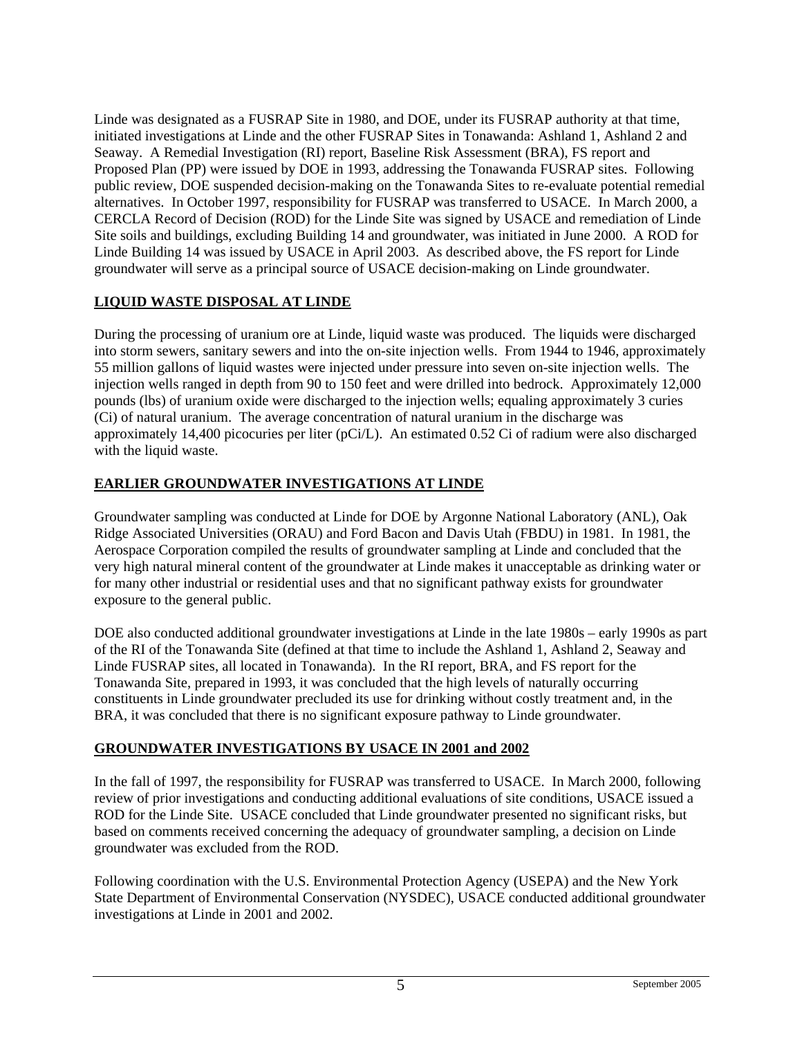Linde was designated as a FUSRAP Site in 1980, and DOE, under its FUSRAP authority at that time, initiated investigations at Linde and the other FUSRAP Sites in Tonawanda: Ashland 1, Ashland 2 and Seaway. A Remedial Investigation (RI) report, Baseline Risk Assessment (BRA), FS report and Proposed Plan (PP) were issued by DOE in 1993, addressing the Tonawanda FUSRAP sites. Following public review, DOE suspended decision-making on the Tonawanda Sites to re-evaluate potential remedial alternatives. In October 1997, responsibility for FUSRAP was transferred to USACE. In March 2000, a CERCLA Record of Decision (ROD) for the Linde Site was signed by USACE and remediation of Linde Site soils and buildings, excluding Building 14 and groundwater, was initiated in June 2000. A ROD for Linde Building 14 was issued by USACE in April 2003. As described above, the FS report for Linde groundwater will serve as a principal source of USACE decision-making on Linde groundwater.

## LIQUID WASTE DISPOSAL AT LINDE

During the processing of uranium ore at Linde, liquid waste was produced. The liquids were discharged into storm sewers, sanitary sewers and into the on-site injection wells. From 1944 to 1946, approximately 55 million gallons of liquid wastes were injected under pressure into seven on-site injection wells. The injection wells ranged in depth from 90 to 150 feet and were drilled into bedrock. Approximately 12,000 pounds (lbs) of uranium oxide were discharged to the injection wells; equaling approximately 3 curies (Ci) of natural uranium. The average concentration of natural uranium in the discharge was approximately 14,400 picocuries per liter (pCi/L). An estimated 0.52 Ci of radium were also discharged with the liquid waste.

## EARLIER GROUNDWATER INVESTIGATIONS AT LINDE

Groundwater sampling was conducted at Linde for DOE by Argonne National Laboratory (ANL), Oak Ridge Associated Universities (ORAU) and Ford Bacon and Davis Utah (FBDU) in 1981. In 1981, the Aerospace Corporation compiled the results of groundwater sampling at Linde and concluded that the very high natural mineral content of the groundwater at Linde makes it unacceptable as drinking water or for many other industrial or residential uses and that no significant pathway exists for groundwater exposure to the general public.

DOE also conducted additional groundwater investigations at Linde in the late 1980s – early 1990s as part of the RI of the Tonawanda Site (defined at that time to include the Ashland 1, Ashland 2, Seaway and Linde FUSRAP sites, all located in Tonawanda). In the RI report, BRA, and FS report for the Tonawanda Site, prepared in 1993, it was concluded that the high levels of naturally occurring constituents in Linde groundwater precluded its use for drinking without costly treatment and, in the BRA, it was concluded that there is no significant exposure pathway to Linde groundwater.

## GROUNDWATER INVESTIGATIONS BY USACE IN 2001 and 2002

In the fall of 1997, the responsibility for FUSRAP was transferred to USACE. In March 2000, following review of prior investigations and conducting additional evaluations of site conditions, USACE issued a ROD for the Linde Site. USACE concluded that Linde groundwater presented no significant risks, but based on comments received concerning the adequacy of groundwater sampling, a decision on Linde groundwater was excluded from the ROD.

Following coordination with the U.S. Environmental Protection Agency (USEPA) and the New York State Department of Environmental Conservation (NYSDEC), USACE conducted additional groundwater investigations at Linde in 2001 and 2002.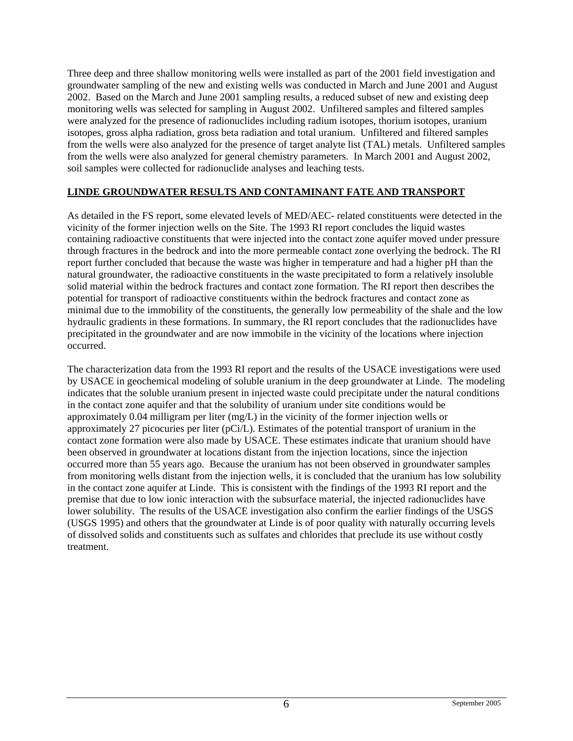Three deep and three shallow monitoring wells were installed as part of the 2001 field investigation and groundwater sampling of the new and existing wells was conducted in March and June 2001 and August 2002. Based on the March and June 2001 sampling results, a reduced subset of new and existing deep monitoring wells was selected for sampling in August 2002. Unfiltered samples and filtered samples were analyzed for the presence of radionuclides including radium isotopes, thorium isotopes, uranium isotopes, gross alpha radiation, gross beta radiation and total uranium. Unfiltered and filtered samples from the wells were also analyzed for the presence of target analyte list (TAL) metals. Unfiltered samples from the wells were also analyzed for general chemistry parameters. In March 2001 and August 2002, soil samples were collected for radionuclide analyses and leaching tests.

## LINDE GROUNDWATER RESULTS AND CONTAMINANT FATE AND TRANSPORT

As detailed in the FS report, some elevated levels of MED/AEC- related constituents were detected in the vicinity of the former injection wells on the Site. The 1993 RI report concludes the liquid wastes containing radioactive constituents that were injected into the contact zone aquifer moved under pressure through fractures in the bedrock and into the more permeable contact zone overlying the bedrock. The RI report further concluded that because the waste was higher in temperature and had a higher pH than the natural groundwater, the radioactive constituents in the waste precipitated to form a relatively insoluble solid material within the bedrock fractures and contact zone formation. The RI report then describes the potential for transport of radioactive constituents within the bedrock fractures and contact zone as minimal due to the immobility of the constituents, the generally low permeability of the shale and the low hydraulic gradients in these formations. In summary, the RI report concludes that the radionuclides have precipitated in the groundwater and are now immobile in the vicinity of the locations where injection occurred.

The characterization data from the 1993 RI report and the results of the USACE investigations were used by USACE in geochemical modeling of soluble uranium in the deep groundwater at Linde. The modeling indicates that the soluble uranium present in injected waste could precipitate under the natural conditions in the contact zone aquifer and that the solubility of uranium under site conditions would be approximately 0.04 milligram per liter (mg/L) in the vicinity of the former injection wells or approximately 27 picocuries per liter (pCi/L). Estimates of the potential transport of uranium in the contact zone formation were also made by USACE. These estimates indicate that uranium should have been observed in groundwater at locations distant from the injection locations, since the injection occurred more than 55 years ago. Because the uranium has not been observed in groundwater samples from monitoring wells distant from the injection wells, it is concluded that the uranium has low solubility in the contact zone aquifer at Linde. This is consistent with the findings of the 1993 RI report and the premise that due to low ionic interaction with the subsurface material, the injected radionuclides have lower solubility. The results of the USACE investigation also confirm the earlier findings of the USGS (USGS 1995) and others that the groundwater at Linde is of poor quality with naturally occurring levels of dissolved solids and constituents such as sulfates and chlorides that preclude its use without costly treatment.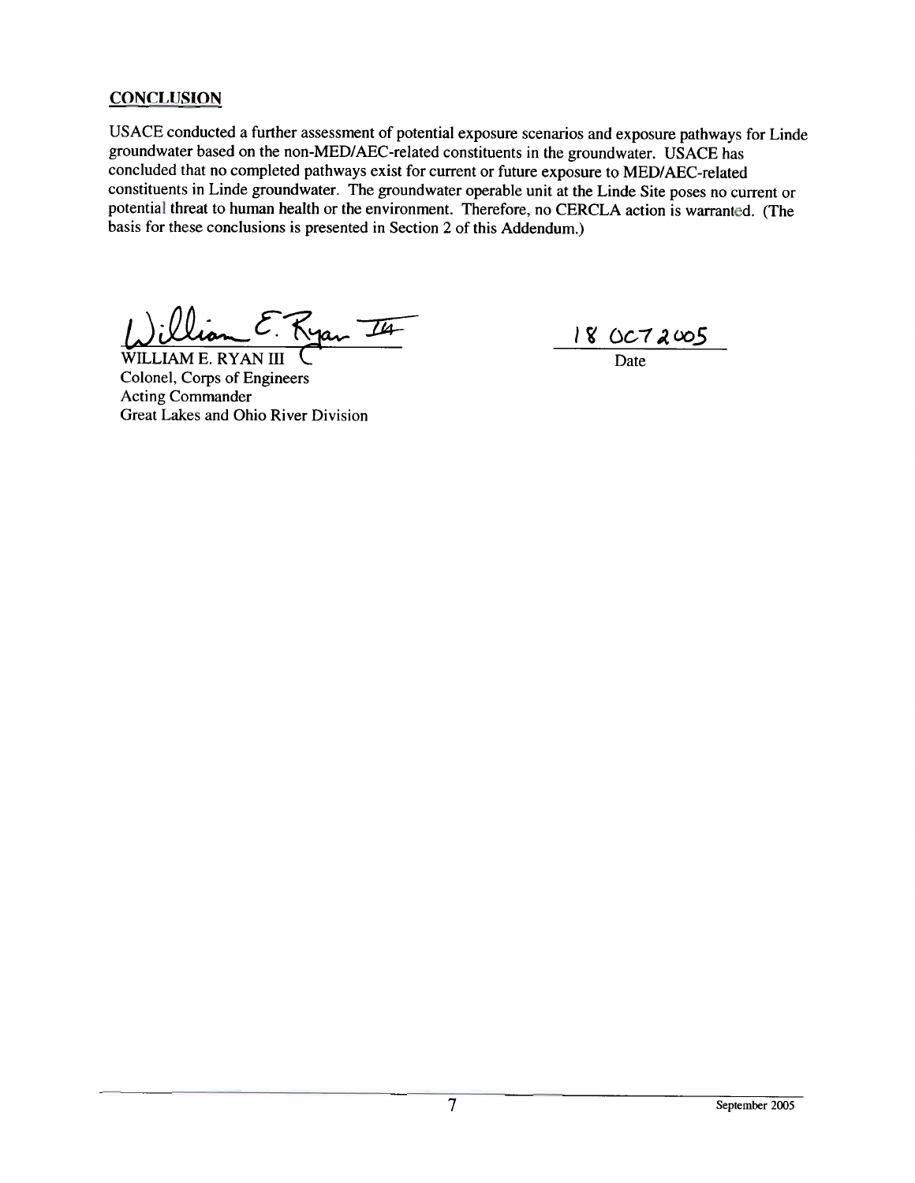## CONCLUSION

USACE conducted a further assessment of potential exposure scenarios and exposure pathways for Linde groundwater based on the non-MED/AEC-related constituents in the groundwater. USACE has concluded that no completed pathways exist for current or future exposure to MED/AEC-related constituents in Linde groundwater. The groundwater operable unit at the Linde Site poses no current or potential threat to human health or the environment. Therefore, no CERCLA action is warranted. (The basis for these conclusions is presented in Section 2 of this Addendum.)

William E. Ryan III

WILLIAM E. RYAN III
Colonel, Corps of Engineers
Acting Commander
Great Lakes and Ohio River Division

18 OCT 2005
Date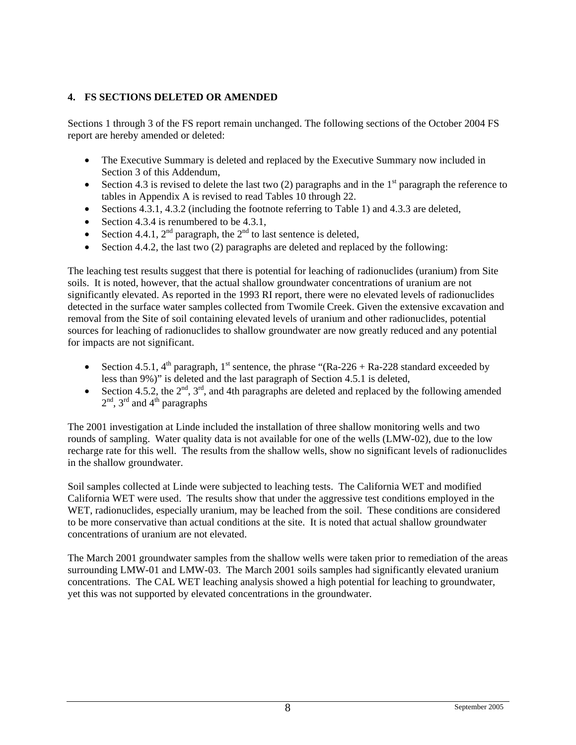## 4. FS SECTIONS DELETED OR AMENDED

Sections 1 through 3 of the FS report remain unchanged. The following sections of the October 2004 FS report are hereby amended or deleted:

- The Executive Summary is deleted and replaced by the Executive Summary now included in Section 3 of this Addendum,
- Section 4.3 is revised to delete the last two (2) paragraphs and in the 1st paragraph the reference to tables in Appendix A is revised to read Tables 10 through 22.
- Sections 4.3.1, 4.3.2 (including the footnote referring to Table 1) and 4.3.3 are deleted,
- Section 4.3.4 is renumbered to be 4.3.1,
- Section 4.4.1, 2nd paragraph, the 2nd to last sentence is deleted,
- Section 4.4.2, the last two (2) paragraphs are deleted and replaced by the following:

The leaching test results suggest that there is potential for leaching of radionuclides (uranium) from Site soils. It is noted, however, that the actual shallow groundwater concentrations of uranium are not significantly elevated. As reported in the 1993 RI report, there were no elevated levels of radionuclides detected in the surface water samples collected from Twomile Creek. Given the extensive excavation and removal from the Site of soil containing elevated levels of uranium and other radionuclides, potential sources for leaching of radionuclides to shallow groundwater are now greatly reduced and any potential for impacts are not significant.

- Section 4.5.1, 4th paragraph, 1st sentence, the phrase "(Ra-226 + Ra-228 standard exceeded by less than 9%)" is deleted and the last paragraph of Section 4.5.1 is deleted,
- Section 4.5.2, the 2nd, 3rd, and 4th paragraphs are deleted and replaced by the following amended 2nd, 3rd and 4th paragraphs

The 2001 investigation at Linde included the installation of three shallow monitoring wells and two rounds of sampling. Water quality data is not available for one of the wells (LMW-02), due to the low recharge rate for this well. The results from the shallow wells, show no significant levels of radionuclides in the shallow groundwater.

Soil samples collected at Linde were subjected to leaching tests. The California WET and modified California WET were used. The results show that under the aggressive test conditions employed in the WET, radionuclides, especially uranium, may be leached from the soil. These conditions are considered to be more conservative than actual conditions at the site. It is noted that actual shallow groundwater concentrations of uranium are not elevated.

The March 2001 groundwater samples from the shallow wells were taken prior to remediation of the areas surrounding LMW-01 and LMW-03. The March 2001 soils samples had significantly elevated uranium concentrations. The CAL WET leaching analysis showed a high potential for leaching to groundwater, yet this was not supported by elevated concentrations in the groundwater.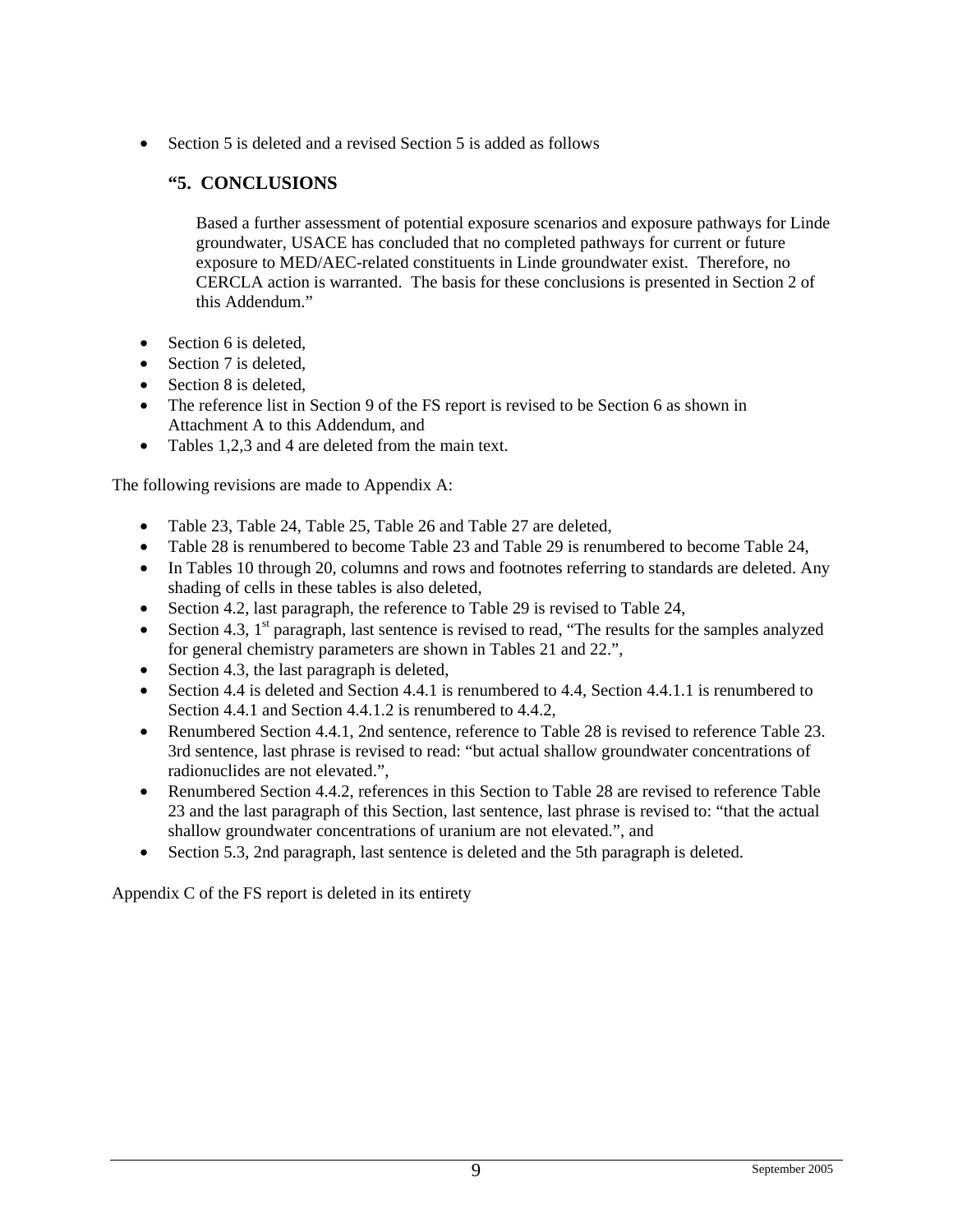- Section 5 is deleted and a revised Section 5 is added as follows

### "5. CONCLUSIONS

Based a further assessment of potential exposure scenarios and exposure pathways for Linde groundwater, USACE has concluded that no completed pathways for current or future exposure to MED/AEC-related constituents in Linde groundwater exist. Therefore, no CERCLA action is warranted. The basis for these conclusions is presented in Section 2 of this Addendum."

- Section 6 is deleted,
- Section 7 is deleted,
- Section 8 is deleted,
- The reference list in Section 9 of the FS report is revised to be Section 6 as shown in Attachment A to this Addendum, and
- Tables 1,2,3 and 4 are deleted from the main text.

The following revisions are made to Appendix A:

- Table 23, Table 24, Table 25, Table 26 and Table 27 are deleted,
- Table 28 is renumbered to become Table 23 and Table 29 is renumbered to become Table 24,
- In Tables 10 through 20, columns and rows and footnotes referring to standards are deleted. Any shading of cells in these tables is also deleted,
- Section 4.2, last paragraph, the reference to Table 29 is revised to Table 24,
- Section 4.3, 1st paragraph, last sentence is revised to read, "The results for the samples analyzed for general chemistry parameters are shown in Tables 21 and 22.",
- Section 4.3, the last paragraph is deleted,
- Section 4.4 is deleted and Section 4.4.1 is renumbered to 4.4, Section 4.4.1.1 is renumbered to Section 4.4.1 and Section 4.4.1.2 is renumbered to 4.4.2,
- Renumbered Section 4.4.1, 2nd sentence, reference to Table 28 is revised to reference Table 23. 3rd sentence, last phrase is revised to read: "but actual shallow groundwater concentrations of radionuclides are not elevated.",
- Renumbered Section 4.4.2, references in this Section to Table 28 are revised to reference Table 23 and the last paragraph of this Section, last sentence, last phrase is revised to: "that the actual shallow groundwater concentrations of uranium are not elevated.", and
- Section 5.3, 2nd paragraph, last sentence is deleted and the 5th paragraph is deleted.

Appendix C of the FS report is deleted in its entirety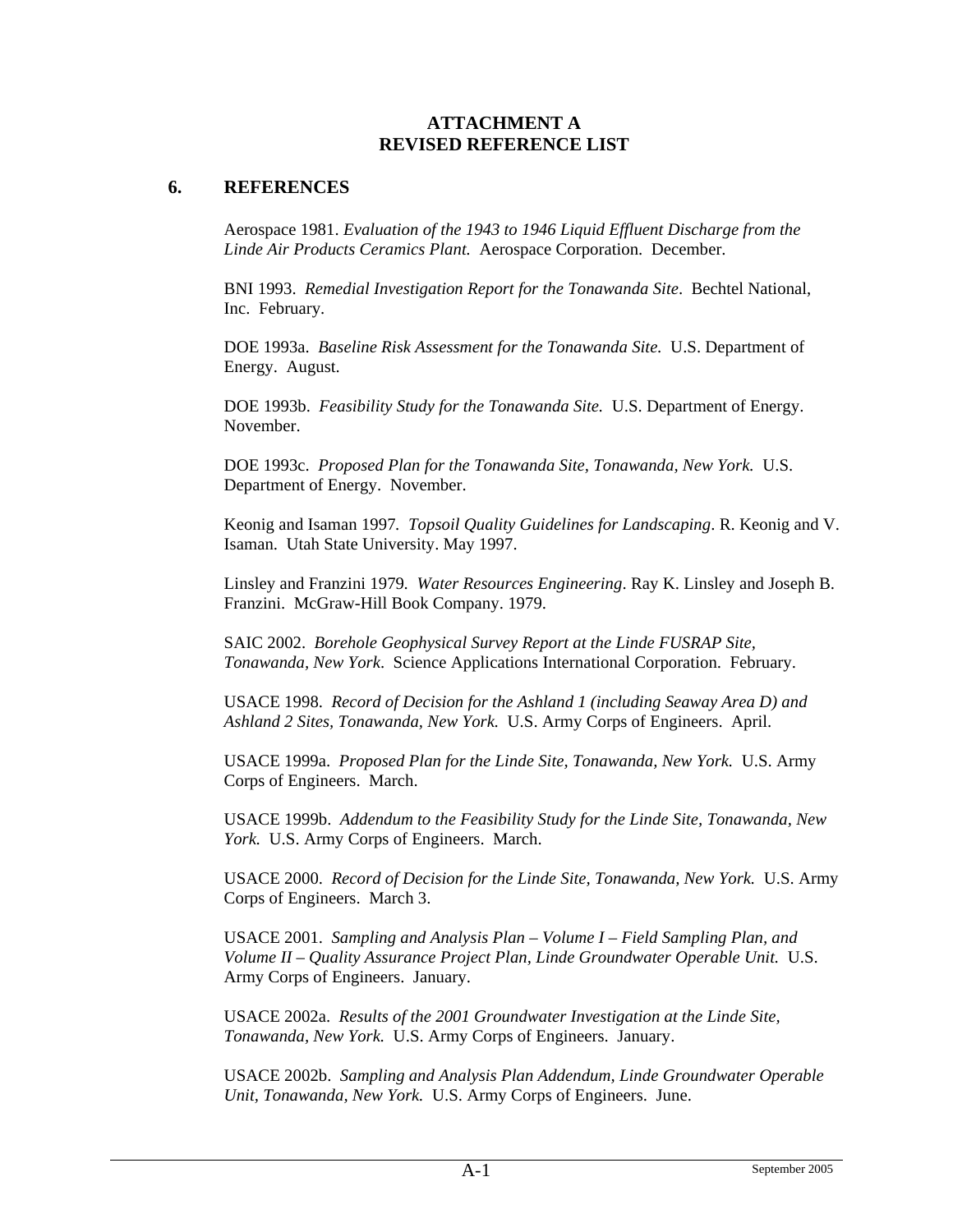**ATTACHMENT A**
**REVISED REFERENCE LIST**

## 6. REFERENCES

Aerospace 1981. *Evaluation of the 1943 to 1946 Liquid Effluent Discharge from the Linde Air Products Ceramics Plant.* Aerospace Corporation. December.

BNI 1993. *Remedial Investigation Report for the Tonawanda Site*. Bechtel National, Inc. February.

DOE 1993a. *Baseline Risk Assessment for the Tonawanda Site.* U.S. Department of Energy. August.

DOE 1993b. *Feasibility Study for the Tonawanda Site.* U.S. Department of Energy. November.

DOE 1993c. *Proposed Plan for the Tonawanda Site, Tonawanda, New York.* U.S. Department of Energy. November.

Keonig and Isaman 1997. *Topsoil Quality Guidelines for Landscaping*. R. Keonig and V. Isaman. Utah State University. May 1997.

Linsley and Franzini 1979. *Water Resources Engineering*. Ray K. Linsley and Joseph B. Franzini. McGraw-Hill Book Company. 1979.

SAIC 2002. *Borehole Geophysical Survey Report at the Linde FUSRAP Site, Tonawanda, New York*. Science Applications International Corporation. February.

USACE 1998. *Record of Decision for the Ashland 1 (including Seaway Area D) and Ashland 2 Sites, Tonawanda, New York.* U.S. Army Corps of Engineers. April.

USACE 1999a. *Proposed Plan for the Linde Site, Tonawanda, New York.* U.S. Army Corps of Engineers. March.

USACE 1999b. *Addendum to the Feasibility Study for the Linde Site, Tonawanda, New York.* U.S. Army Corps of Engineers. March.

USACE 2000. *Record of Decision for the Linde Site, Tonawanda, New York.* U.S. Army Corps of Engineers. March 3.

USACE 2001. *Sampling and Analysis Plan – Volume I – Field Sampling Plan, and Volume II – Quality Assurance Project Plan, Linde Groundwater Operable Unit.* U.S. Army Corps of Engineers. January.

USACE 2002a. *Results of the 2001 Groundwater Investigation at the Linde Site, Tonawanda, New York.* U.S. Army Corps of Engineers. January.

USACE 2002b. *Sampling and Analysis Plan Addendum, Linde Groundwater Operable Unit, Tonawanda, New York.* U.S. Army Corps of Engineers. June.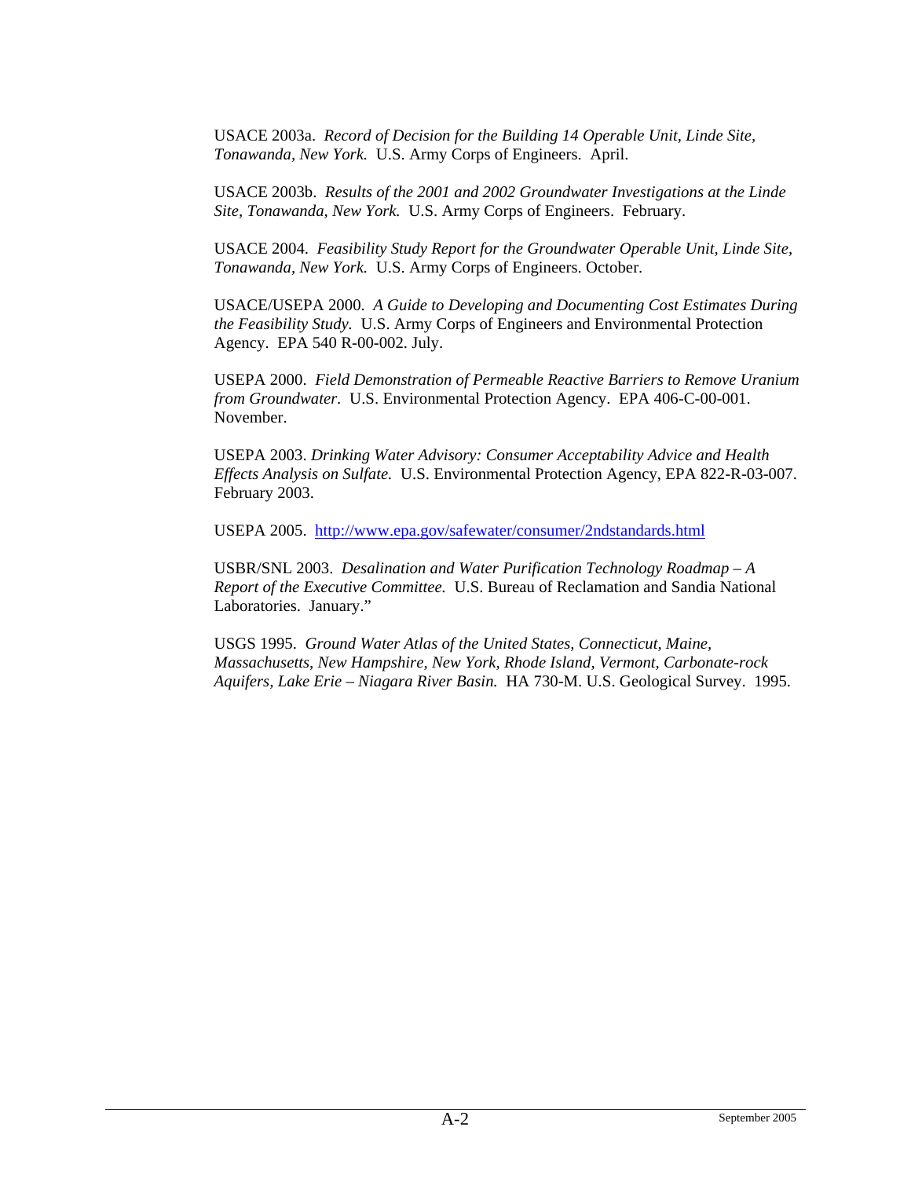USACE 2003a. *Record of Decision for the Building 14 Operable Unit, Linde Site, Tonawanda, New York.* U.S. Army Corps of Engineers. April.

USACE 2003b. *Results of the 2001 and 2002 Groundwater Investigations at the Linde Site, Tonawanda, New York.* U.S. Army Corps of Engineers. February.

USACE 2004. *Feasibility Study Report for the Groundwater Operable Unit, Linde Site, Tonawanda, New York.* U.S. Army Corps of Engineers. October.

USACE/USEPA 2000. *A Guide to Developing and Documenting Cost Estimates During the Feasibility Study.* U.S. Army Corps of Engineers and Environmental Protection Agency. EPA 540 R-00-002. July.

USEPA 2000. *Field Demonstration of Permeable Reactive Barriers to Remove Uranium from Groundwater.* U.S. Environmental Protection Agency. EPA 406-C-00-001. November.

USEPA 2003. *Drinking Water Advisory: Consumer Acceptability Advice and Health Effects Analysis on Sulfate.* U.S. Environmental Protection Agency, EPA 822-R-03-007. February 2003.

USEPA 2005. http://www.epa.gov/safewater/consumer/2ndstandards.html

USBR/SNL 2003. *Desalination and Water Purification Technology Roadmap – A Report of the Executive Committee.* U.S. Bureau of Reclamation and Sandia National Laboratories. January."

USGS 1995. *Ground Water Atlas of the United States, Connecticut, Maine, Massachusetts, New Hampshire, New York, Rhode Island, Vermont, Carbonate-rock Aquifers, Lake Erie – Niagara River Basin.* HA 730-M. U.S. Geological Survey. 1995.